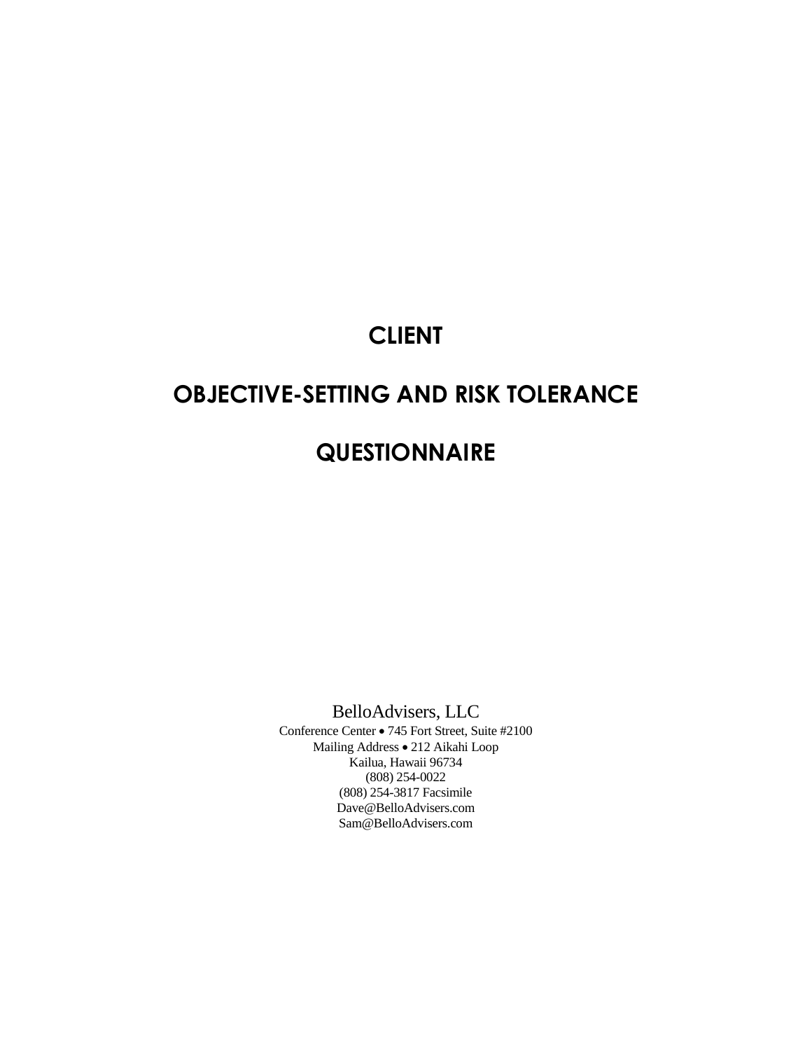# CLIENT

# OBJECTIVE-SETTING AND RISK TOLERANCE

# QUESTIONNAIRE

BelloAdvisers, LLC
Conference Center • 745 Fort Street, Suite #2100
Mailing Address • 212 Aikahi Loop
Kailua, Hawaii 96734
(808) 254-0022
(808) 254-3817 Facsimile
Dave@BelloAdvisers.com
Sam@BelloAdvisers.com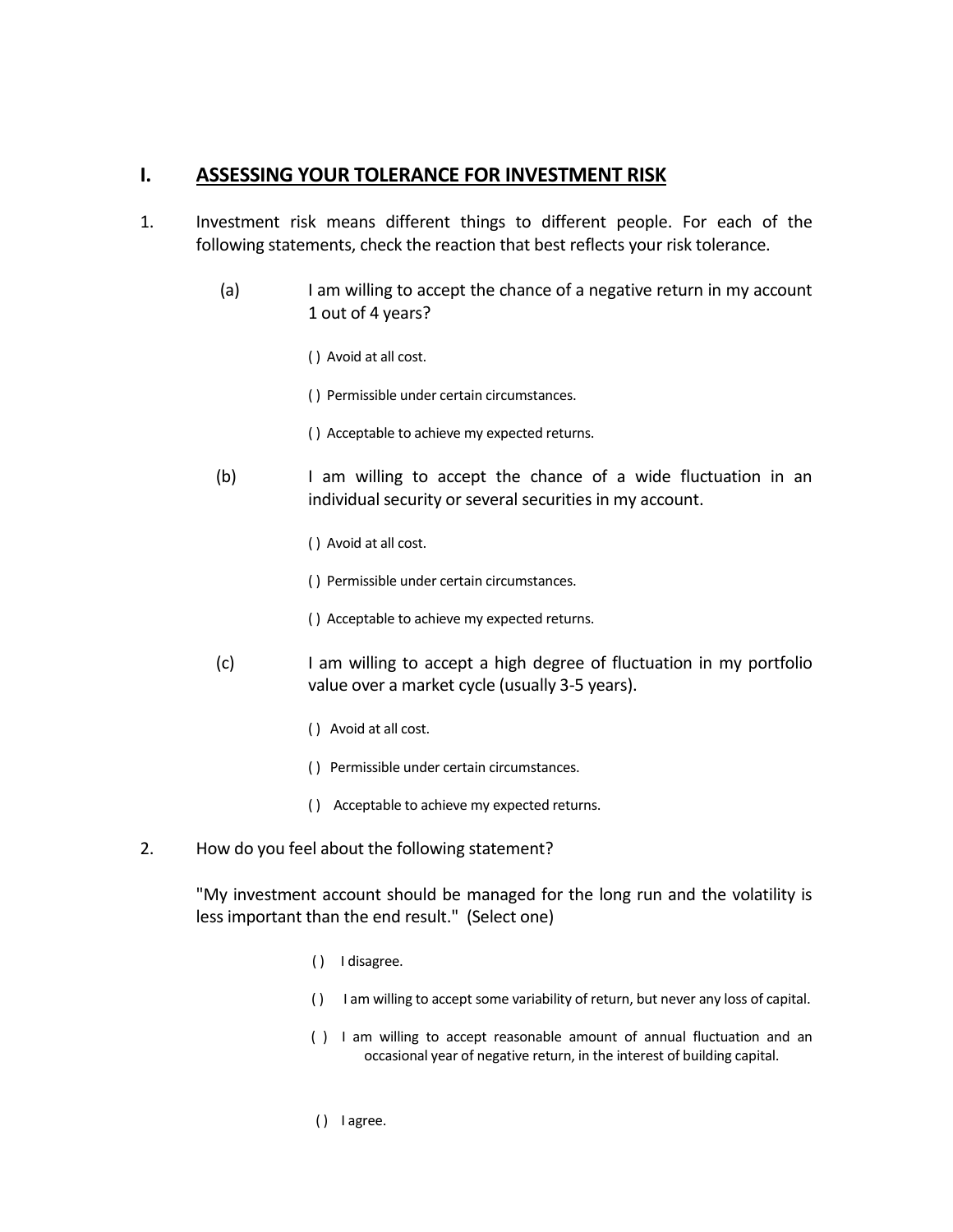## I. ASSESSING YOUR TOLERANCE FOR INVESTMENT RISK

1. Investment risk means different things to different people. For each of the following statements, check the reaction that best reflects your risk tolerance.

   (a) I am willing to accept the chance of a negative return in my account 1 out of 4 years?

   ( ) Avoid at all cost.

   ( ) Permissible under certain circumstances.

   ( ) Acceptable to achieve my expected returns.

   (b) I am willing to accept the chance of a wide fluctuation in an individual security or several securities in my account.

   ( ) Avoid at all cost.

   ( ) Permissible under certain circumstances.

   ( ) Acceptable to achieve my expected returns.

   (c) I am willing to accept a high degree of fluctuation in my portfolio value over a market cycle (usually 3-5 years).

   ( ) Avoid at all cost.

   ( ) Permissible under certain circumstances.

   ( ) Acceptable to achieve my expected returns.

2. How do you feel about the following statement?

   "My investment account should be managed for the long run and the volatility is less important than the end result." (Select one)

   ( ) I disagree.

   ( ) I am willing to accept some variability of return, but never any loss of capital.

   ( ) I am willing to accept reasonable amount of annual fluctuation and an occasional year of negative return, in the interest of building capital.

   ( ) I agree.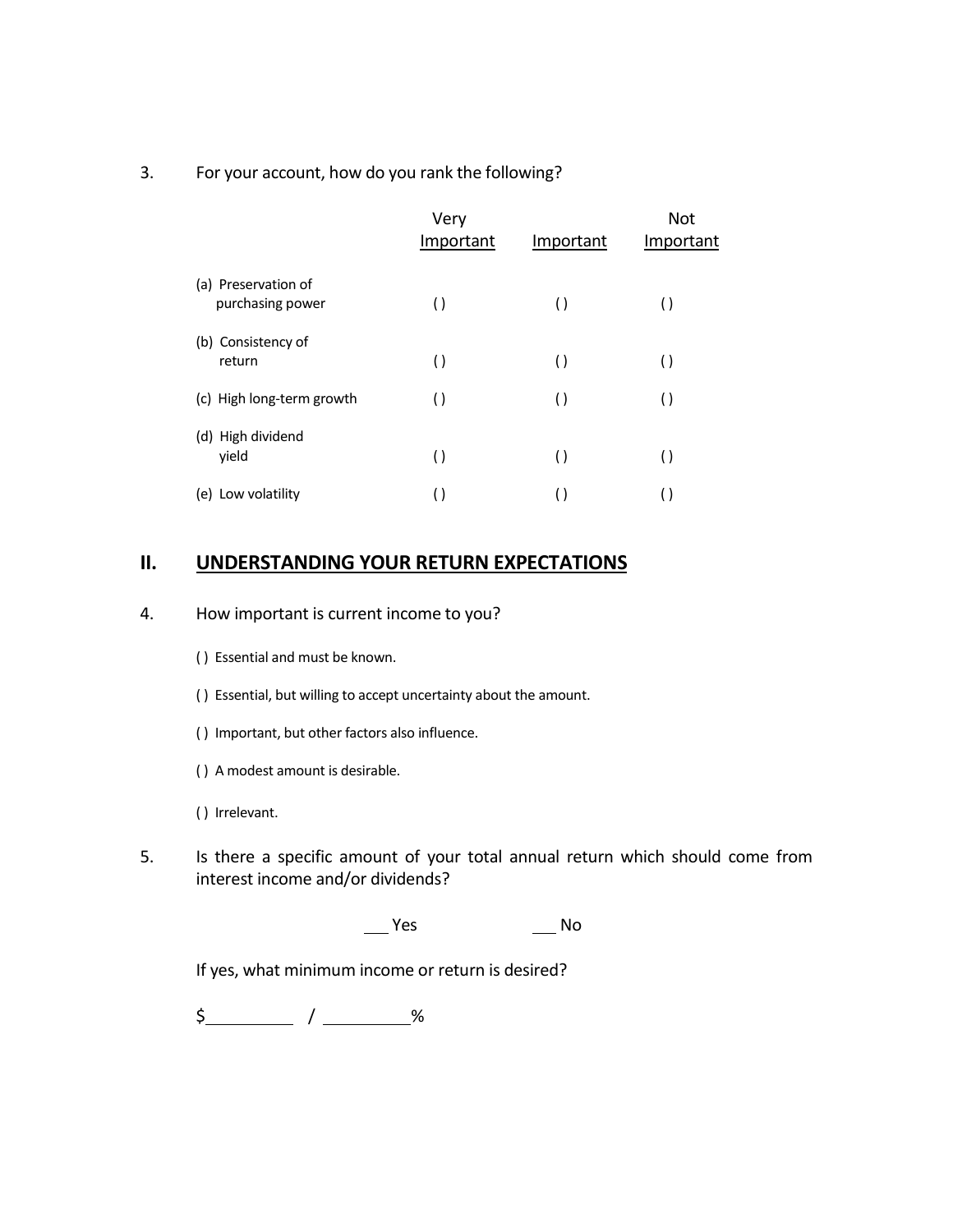3. For your account, how do you rank the following?

| | Very Important | Important | Not Important |
|---|---|---|---|
| (a) Preservation of purchasing power | ( ) | ( ) | ( ) |
| (b) Consistency of return | ( ) | ( ) | ( ) |
| (c) High long-term growth | ( ) | ( ) | ( ) |
| (d) High dividend yield | ( ) | ( ) | ( ) |
| (e) Low volatility | ( ) | ( ) | ( ) |

## II. UNDERSTANDING YOUR RETURN EXPECTATIONS

4. How important is current income to you?

   ( ) Essential and must be known.

   ( ) Essential, but willing to accept uncertainty about the amount.

   ( ) Important, but other factors also influence.

   ( ) A modest amount is desirable.

   ( ) Irrelevant.

5. Is there a specific amount of your total annual return which should come from interest income and/or dividends?

   ___ Yes ___ No

   If yes, what minimum income or return is desired?

   $__________ / __________%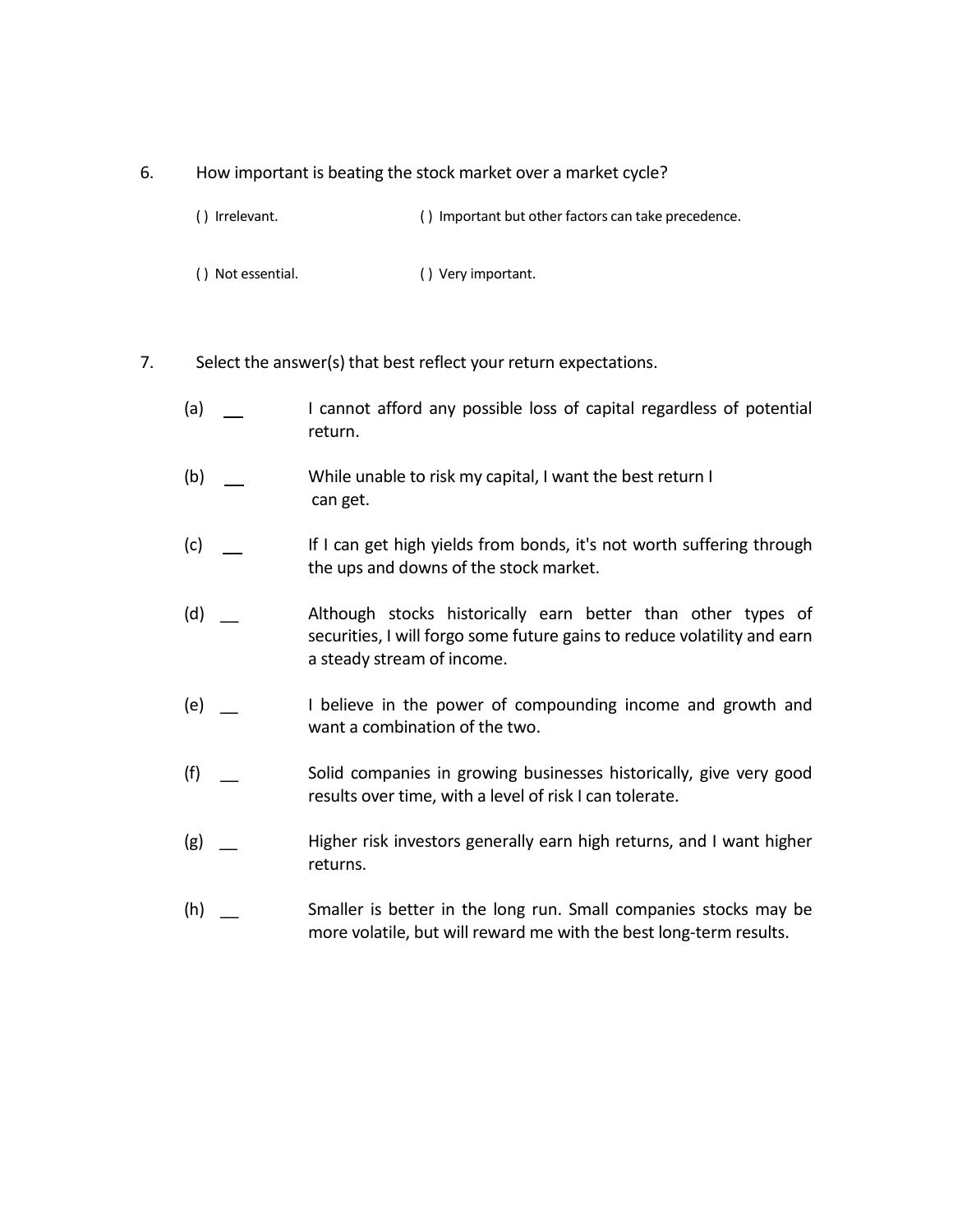6. How important is beating the stock market over a market cycle?

   ( ) Irrelevant.
   ( ) Important but other factors can take precedence.
   ( ) Not essential.
   ( ) Very important.

7. Select the answer(s) that best reflect your return expectations.

   (a) __ I cannot afford any possible loss of capital regardless of potential return.

   (b) __ While unable to risk my capital, I want the best return I can get.

   (c) __ If I can get high yields from bonds, it's not worth suffering through the ups and downs of the stock market.

   (d) __ Although stocks historically earn better than other types of securities, I will forgo some future gains to reduce volatility and earn a steady stream of income.

   (e) __ I believe in the power of compounding income and growth and want a combination of the two.

   (f) __ Solid companies in growing businesses historically, give very good results over time, with a level of risk I can tolerate.

   (g) __ Higher risk investors generally earn high returns, and I want higher returns.

   (h) __ Smaller is better in the long run. Small companies stocks may be more volatile, but will reward me with the best long-term results.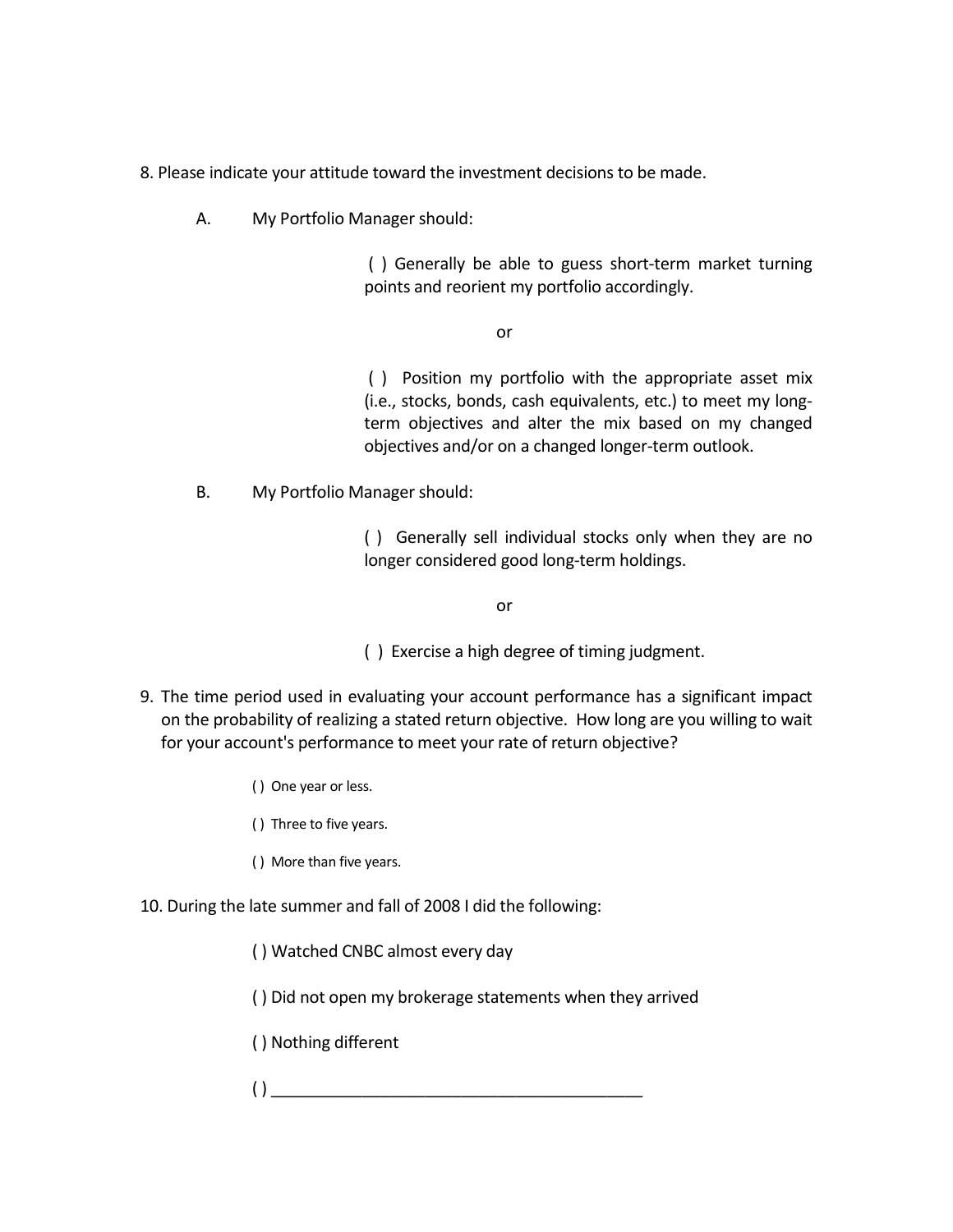8. Please indicate your attitude toward the investment decisions to be made.

A. My Portfolio Manager should:

( ) Generally be able to guess short-term market turning points and reorient my portfolio accordingly.

or

( ) Position my portfolio with the appropriate asset mix (i.e., stocks, bonds, cash equivalents, etc.) to meet my long-term objectives and alter the mix based on my changed objectives and/or on a changed longer-term outlook.

B. My Portfolio Manager should:

( ) Generally sell individual stocks only when they are no longer considered good long-term holdings.

or

( ) Exercise a high degree of timing judgment.

9. The time period used in evaluating your account performance has a significant impact on the probability of realizing a stated return objective. How long are you willing to wait for your account's performance to meet your rate of return objective?

( ) One year or less.

( ) Three to five years.

( ) More than five years.

10. During the late summer and fall of 2008 I did the following:

( ) Watched CNBC almost every day

( ) Did not open my brokerage statements when they arrived

( ) Nothing different

( ) ________________________________________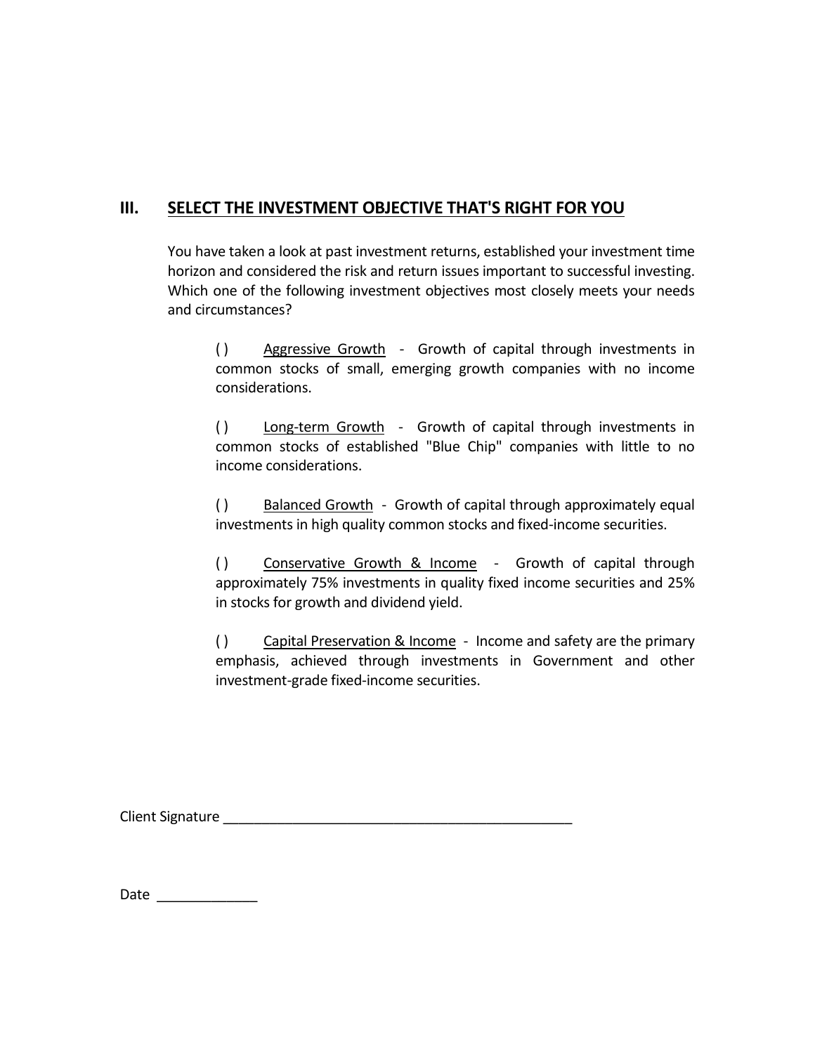## III. SELECT THE INVESTMENT OBJECTIVE THAT'S RIGHT FOR YOU

You have taken a look at past investment returns, established your investment time horizon and considered the risk and return issues important to successful investing. Which one of the following investment objectives most closely meets your needs and circumstances?

( ) Aggressive Growth - Growth of capital through investments in common stocks of small, emerging growth companies with no income considerations.

( ) Long-term Growth - Growth of capital through investments in common stocks of established "Blue Chip" companies with little to no income considerations.

( ) Balanced Growth - Growth of capital through approximately equal investments in high quality common stocks and fixed-income securities.

( ) Conservative Growth & Income - Growth of capital through approximately 75% investments in quality fixed income securities and 25% in stocks for growth and dividend yield.

( ) Capital Preservation & Income - Income and safety are the primary emphasis, achieved through investments in Government and other investment-grade fixed-income securities.

Client Signature ______________________________________________

Date _____________